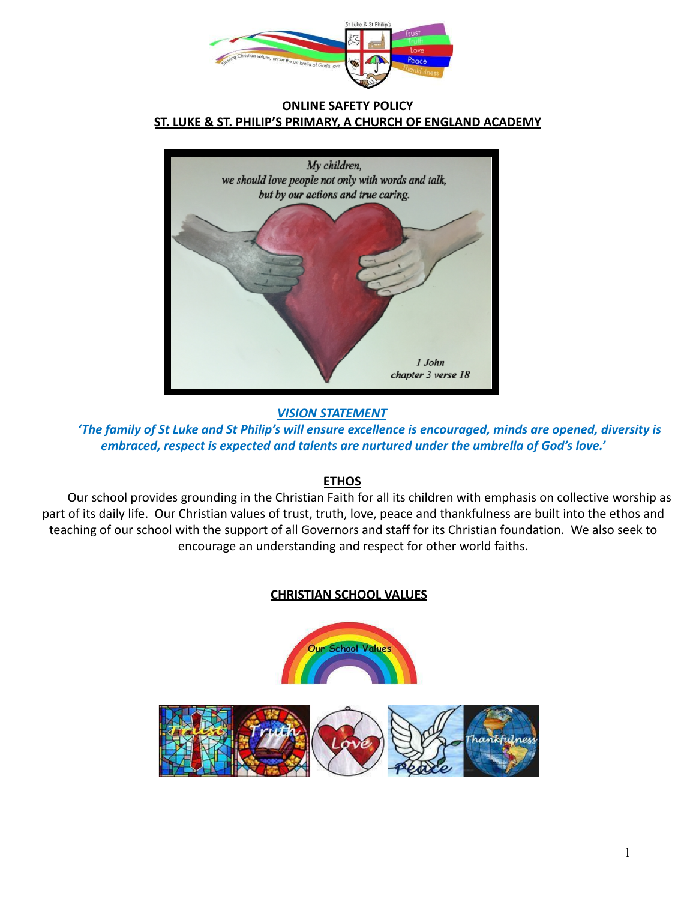**ONLINE SAFETY POLICY**

**ST. LUKE & ST. PHILIP'S PRIMARY, A CHURCH OF ENGLAND ACADEMY**

***VISION STATEMENT***

***'The family of St Luke and St Philip's will ensure excellence is encouraged, minds are opened, diversity is embraced, respect is expected and talents are nurtured under the umbrella of God's love.'***

**ETHOS**

Our school provides grounding in the Christian Faith for all its children with emphasis on collective worship as part of its daily life. Our Christian values of trust, truth, love, peace and thankfulness are built into the ethos and teaching of our school with the support of all Governors and staff for its Christian foundation. We also seek to encourage an understanding and respect for other world faiths.

**CHRISTIAN SCHOOL VALUES**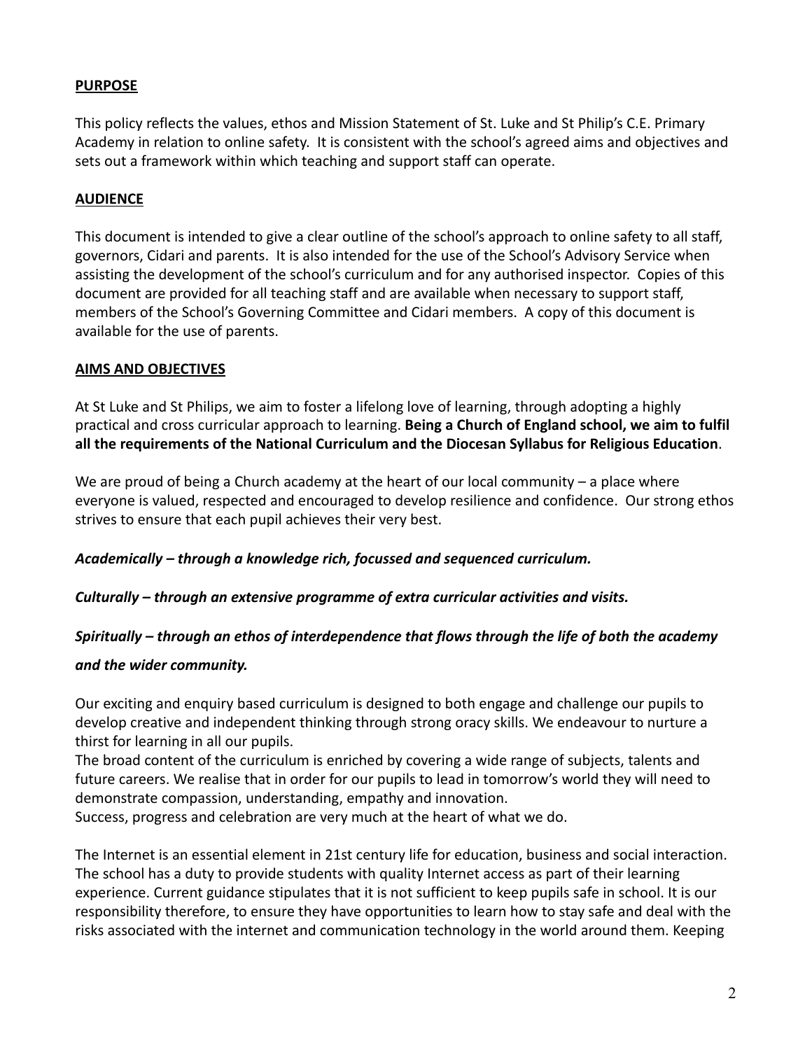## **PURPOSE**

This policy reflects the values, ethos and Mission Statement of St. Luke and St Philip's C.E. Primary Academy in relation to online safety. It is consistent with the school's agreed aims and objectives and sets out a framework within which teaching and support staff can operate.

## **AUDIENCE**

This document is intended to give a clear outline of the school's approach to online safety to all staff, governors, Cidari and parents. It is also intended for the use of the School's Advisory Service when assisting the development of the school's curriculum and for any authorised inspector. Copies of this document are provided for all teaching staff and are available when necessary to support staff, members of the School's Governing Committee and Cidari members. A copy of this document is available for the use of parents.

## **AIMS AND OBJECTIVES**

At St Luke and St Philips, we aim to foster a lifelong love of learning, through adopting a highly practical and cross curricular approach to learning. **Being a Church of England school, we aim to fulfil all the requirements of the National Curriculum and the Diocesan Syllabus for Religious Education**.

We are proud of being a Church academy at the heart of our local community – a place where everyone is valued, respected and encouraged to develop resilience and confidence. Our strong ethos strives to ensure that each pupil achieves their very best.

***Academically – through a knowledge rich, focussed and sequenced curriculum.***

***Culturally – through an extensive programme of extra curricular activities and visits.***

***Spiritually – through an ethos of interdependence that flows through the life of both the academy and the wider community.***

Our exciting and enquiry based curriculum is designed to both engage and challenge our pupils to develop creative and independent thinking through strong oracy skills. We endeavour to nurture a thirst for learning in all our pupils.
The broad content of the curriculum is enriched by covering a wide range of subjects, talents and future careers. We realise that in order for our pupils to lead in tomorrow's world they will need to demonstrate compassion, understanding, empathy and innovation.
Success, progress and celebration are very much at the heart of what we do.

The Internet is an essential element in 21st century life for education, business and social interaction. The school has a duty to provide students with quality Internet access as part of their learning experience. Current guidance stipulates that it is not sufficient to keep pupils safe in school. It is our responsibility therefore, to ensure they have opportunities to learn how to stay safe and deal with the risks associated with the internet and communication technology in the world around them. Keeping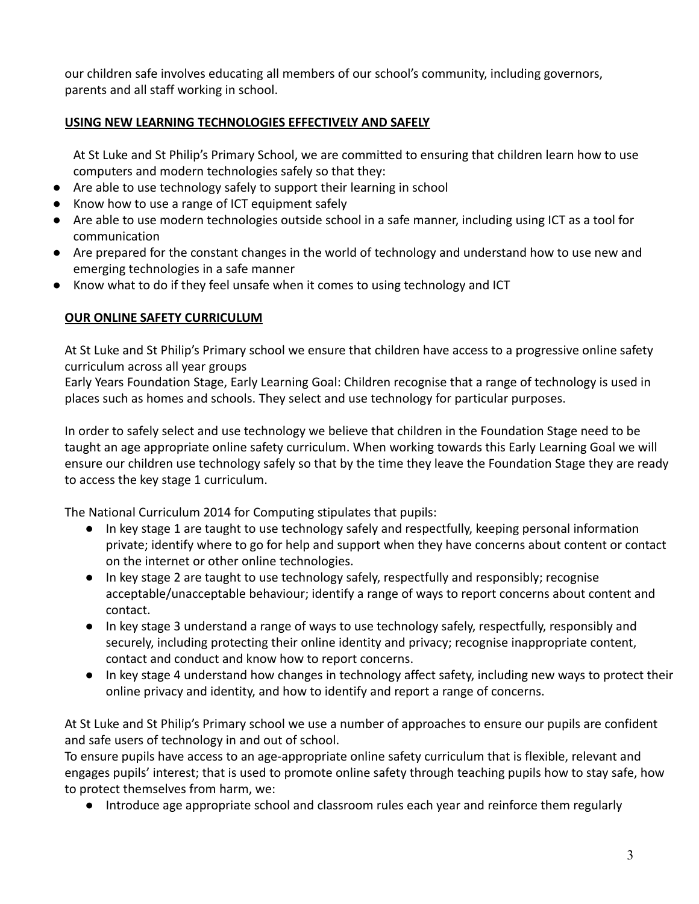our children safe involves educating all members of our school's community, including governors, parents and all staff working in school.

## USING NEW LEARNING TECHNOLOGIES EFFECTIVELY AND SAFELY

At St Luke and St Philip's Primary School, we are committed to ensuring that children learn how to use computers and modern technologies safely so that they:

- Are able to use technology safely to support their learning in school
- Know how to use a range of ICT equipment safely
- Are able to use modern technologies outside school in a safe manner, including using ICT as a tool for communication
- Are prepared for the constant changes in the world of technology and understand how to use new and emerging technologies in a safe manner
- Know what to do if they feel unsafe when it comes to using technology and ICT

## OUR ONLINE SAFETY CURRICULUM

At St Luke and St Philip's Primary school we ensure that children have access to a progressive online safety curriculum across all year groups

Early Years Foundation Stage, Early Learning Goal: Children recognise that a range of technology is used in places such as homes and schools. They select and use technology for particular purposes.

In order to safely select and use technology we believe that children in the Foundation Stage need to be taught an age appropriate online safety curriculum. When working towards this Early Learning Goal we will ensure our children use technology safely so that by the time they leave the Foundation Stage they are ready to access the key stage 1 curriculum.

The National Curriculum 2014 for Computing stipulates that pupils:

- In key stage 1 are taught to use technology safely and respectfully, keeping personal information private; identify where to go for help and support when they have concerns about content or contact on the internet or other online technologies.
- In key stage 2 are taught to use technology safely, respectfully and responsibly; recognise acceptable/unacceptable behaviour; identify a range of ways to report concerns about content and contact.
- In key stage 3 understand a range of ways to use technology safely, respectfully, responsibly and securely, including protecting their online identity and privacy; recognise inappropriate content, contact and conduct and know how to report concerns.
- In key stage 4 understand how changes in technology affect safety, including new ways to protect their online privacy and identity, and how to identify and report a range of concerns.

At St Luke and St Philip's Primary school we use a number of approaches to ensure our pupils are confident and safe users of technology in and out of school.

To ensure pupils have access to an age-appropriate online safety curriculum that is flexible, relevant and engages pupils' interest; that is used to promote online safety through teaching pupils how to stay safe, how to protect themselves from harm, we:

- Introduce age appropriate school and classroom rules each year and reinforce them regularly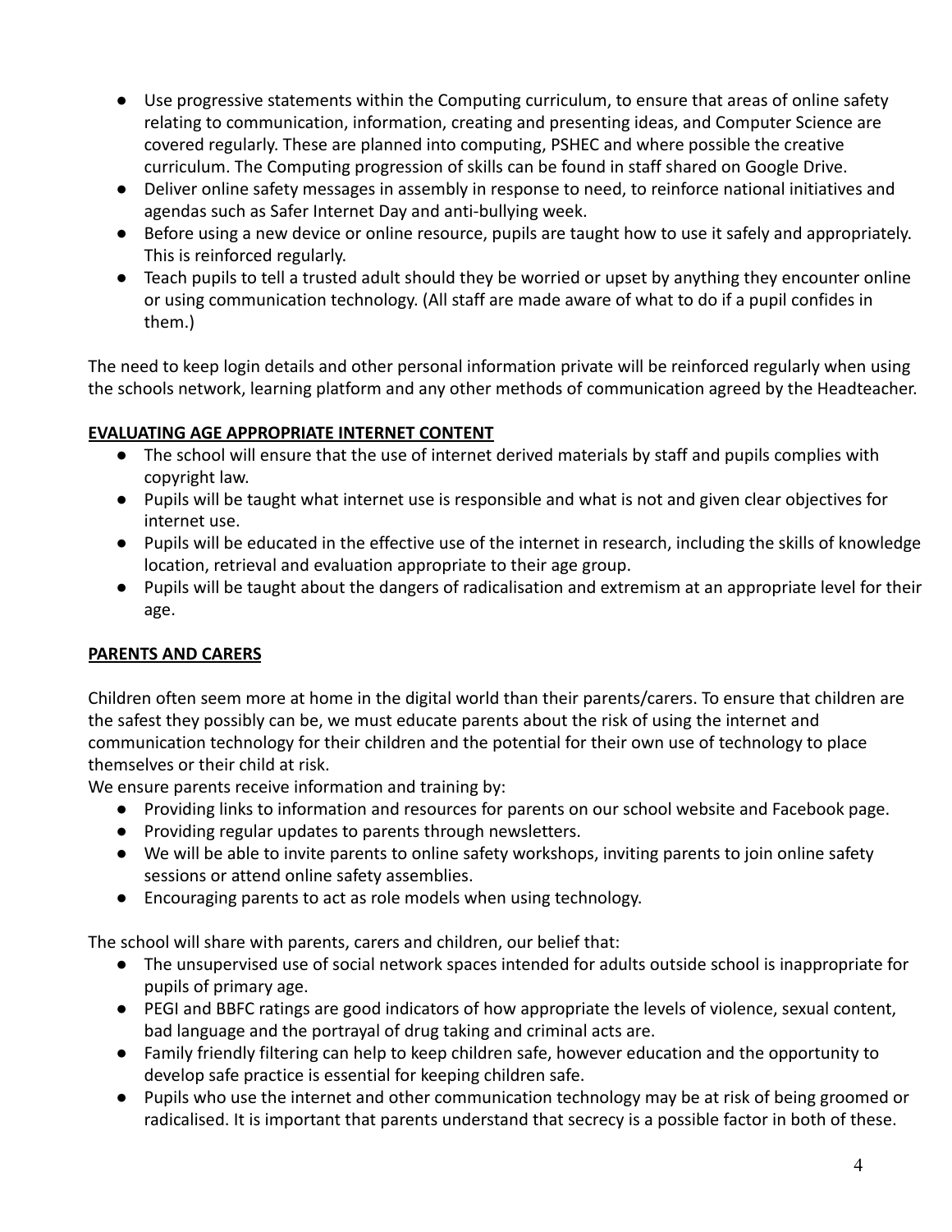- Use progressive statements within the Computing curriculum, to ensure that areas of online safety relating to communication, information, creating and presenting ideas, and Computer Science are covered regularly. These are planned into computing, PSHEC and where possible the creative curriculum. The Computing progression of skills can be found in staff shared on Google Drive.
- Deliver online safety messages in assembly in response to need, to reinforce national initiatives and agendas such as Safer Internet Day and anti-bullying week.
- Before using a new device or online resource, pupils are taught how to use it safely and appropriately. This is reinforced regularly.
- Teach pupils to tell a trusted adult should they be worried or upset by anything they encounter online or using communication technology. (All staff are made aware of what to do if a pupil confides in them.)

The need to keep login details and other personal information private will be reinforced regularly when using the schools network, learning platform and any other methods of communication agreed by the Headteacher.

**EVALUATING AGE APPROPRIATE INTERNET CONTENT**

- The school will ensure that the use of internet derived materials by staff and pupils complies with copyright law.
- Pupils will be taught what internet use is responsible and what is not and given clear objectives for internet use.
- Pupils will be educated in the effective use of the internet in research, including the skills of knowledge location, retrieval and evaluation appropriate to their age group.
- Pupils will be taught about the dangers of radicalisation and extremism at an appropriate level for their age.

**PARENTS AND CARERS**

Children often seem more at home in the digital world than their parents/carers. To ensure that children are the safest they possibly can be, we must educate parents about the risk of using the internet and communication technology for their children and the potential for their own use of technology to place themselves or their child at risk.
We ensure parents receive information and training by:

- Providing links to information and resources for parents on our school website and Facebook page.
- Providing regular updates to parents through newsletters.
- We will be able to invite parents to online safety workshops, inviting parents to join online safety sessions or attend online safety assemblies.
- Encouraging parents to act as role models when using technology.

The school will share with parents, carers and children, our belief that:

- The unsupervised use of social network spaces intended for adults outside school is inappropriate for pupils of primary age.
- PEGI and BBFC ratings are good indicators of how appropriate the levels of violence, sexual content, bad language and the portrayal of drug taking and criminal acts are.
- Family friendly filtering can help to keep children safe, however education and the opportunity to develop safe practice is essential for keeping children safe.
- Pupils who use the internet and other communication technology may be at risk of being groomed or radicalised. It is important that parents understand that secrecy is a possible factor in both of these.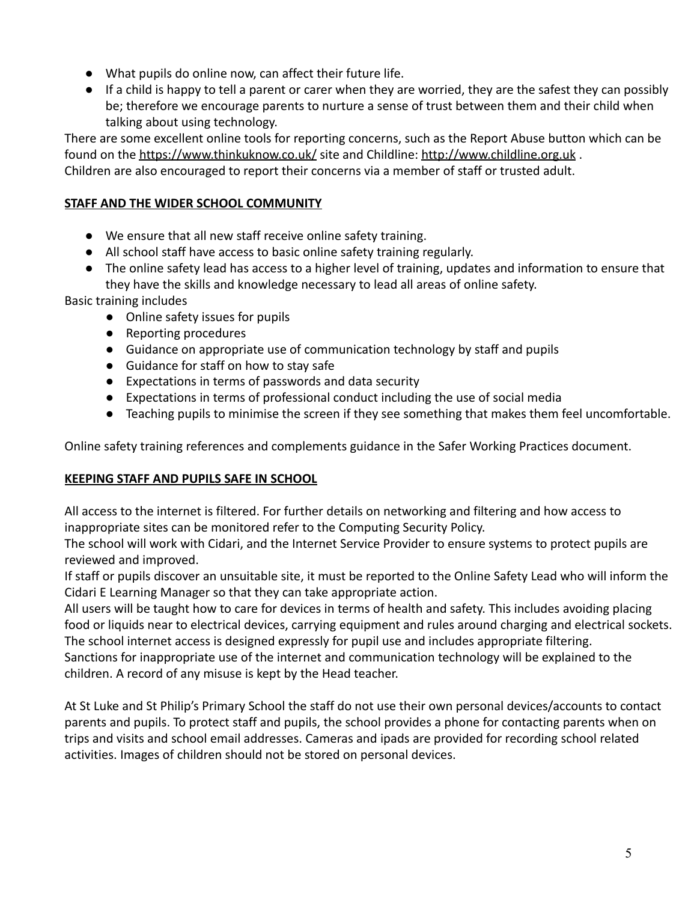- What pupils do online now, can affect their future life.
- If a child is happy to tell a parent or carer when they are worried, they are the safest they can possibly be; therefore we encourage parents to nurture a sense of trust between them and their child when talking about using technology.

There are some excellent online tools for reporting concerns, such as the Report Abuse button which can be found on the https://www.thinkuknow.co.uk/ site and Childline: http://www.childline.org.uk .
Children are also encouraged to report their concerns via a member of staff or trusted adult.

**STAFF AND THE WIDER SCHOOL COMMUNITY**

- We ensure that all new staff receive online safety training.
- All school staff have access to basic online safety training regularly.
- The online safety lead has access to a higher level of training, updates and information to ensure that they have the skills and knowledge necessary to lead all areas of online safety.

Basic training includes

- Online safety issues for pupils
- Reporting procedures
- Guidance on appropriate use of communication technology by staff and pupils
- Guidance for staff on how to stay safe
- Expectations in terms of passwords and data security
- Expectations in terms of professional conduct including the use of social media
- Teaching pupils to minimise the screen if they see something that makes them feel uncomfortable.

Online safety training references and complements guidance in the Safer Working Practices document.

**KEEPING STAFF AND PUPILS SAFE IN SCHOOL**

All access to the internet is filtered. For further details on networking and filtering and how access to inappropriate sites can be monitored refer to the Computing Security Policy.
The school will work with Cidari, and the Internet Service Provider to ensure systems to protect pupils are reviewed and improved.
If staff or pupils discover an unsuitable site, it must be reported to the Online Safety Lead who will inform the Cidari E Learning Manager so that they can take appropriate action.
All users will be taught how to care for devices in terms of health and safety. This includes avoiding placing food or liquids near to electrical devices, carrying equipment and rules around charging and electrical sockets.
The school internet access is designed expressly for pupil use and includes appropriate filtering.
Sanctions for inappropriate use of the internet and communication technology will be explained to the children. A record of any misuse is kept by the Head teacher.

At St Luke and St Philip's Primary School the staff do not use their own personal devices/accounts to contact parents and pupils. To protect staff and pupils, the school provides a phone for contacting parents when on trips and visits and school email addresses. Cameras and ipads are provided for recording school related activities. Images of children should not be stored on personal devices.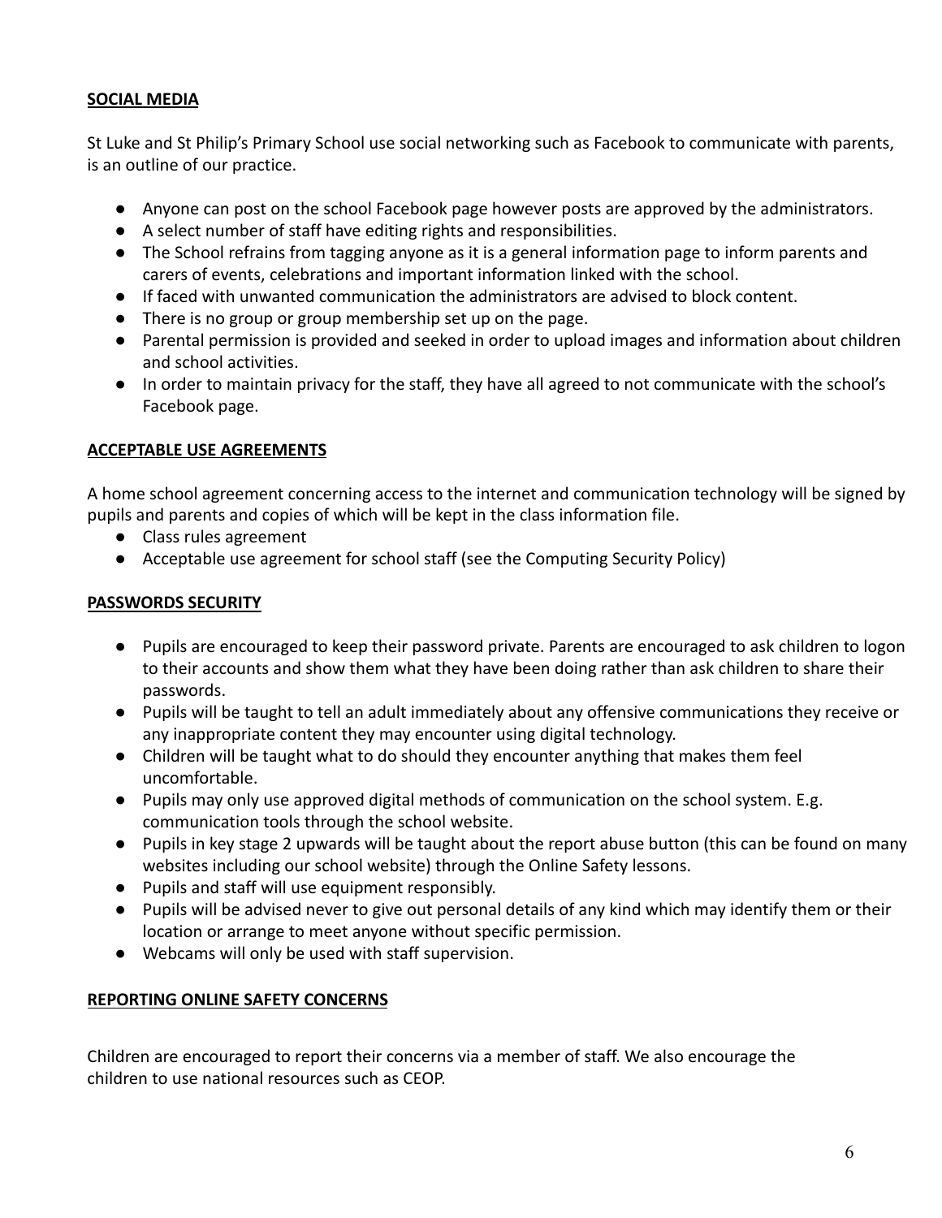## **SOCIAL MEDIA**

St Luke and St Philip's Primary School use social networking such as Facebook to communicate with parents, is an outline of our practice.

- Anyone can post on the school Facebook page however posts are approved by the administrators.
- A select number of staff have editing rights and responsibilities.
- The School refrains from tagging anyone as it is a general information page to inform parents and carers of events, celebrations and important information linked with the school.
- If faced with unwanted communication the administrators are advised to block content.
- There is no group or group membership set up on the page.
- Parental permission is provided and seeked in order to upload images and information about children and school activities.
- In order to maintain privacy for the staff, they have all agreed to not communicate with the school's Facebook page.

## **ACCEPTABLE USE AGREEMENTS**

A home school agreement concerning access to the internet and communication technology will be signed by pupils and parents and copies of which will be kept in the class information file.

- Class rules agreement
- Acceptable use agreement for school staff (see the Computing Security Policy)

## **PASSWORDS SECURITY**

- Pupils are encouraged to keep their password private. Parents are encouraged to ask children to logon to their accounts and show them what they have been doing rather than ask children to share their passwords.
- Pupils will be taught to tell an adult immediately about any offensive communications they receive or any inappropriate content they may encounter using digital technology.
- Children will be taught what to do should they encounter anything that makes them feel uncomfortable.
- Pupils may only use approved digital methods of communication on the school system. E.g. communication tools through the school website.
- Pupils in key stage 2 upwards will be taught about the report abuse button (this can be found on many websites including our school website) through the Online Safety lessons.
- Pupils and staff will use equipment responsibly.
- Pupils will be advised never to give out personal details of any kind which may identify them or their location or arrange to meet anyone without specific permission.
- Webcams will only be used with staff supervision.

## **REPORTING ONLINE SAFETY CONCERNS**

Children are encouraged to report their concerns via a member of staff. We also encourage the children to use national resources such as CEOP.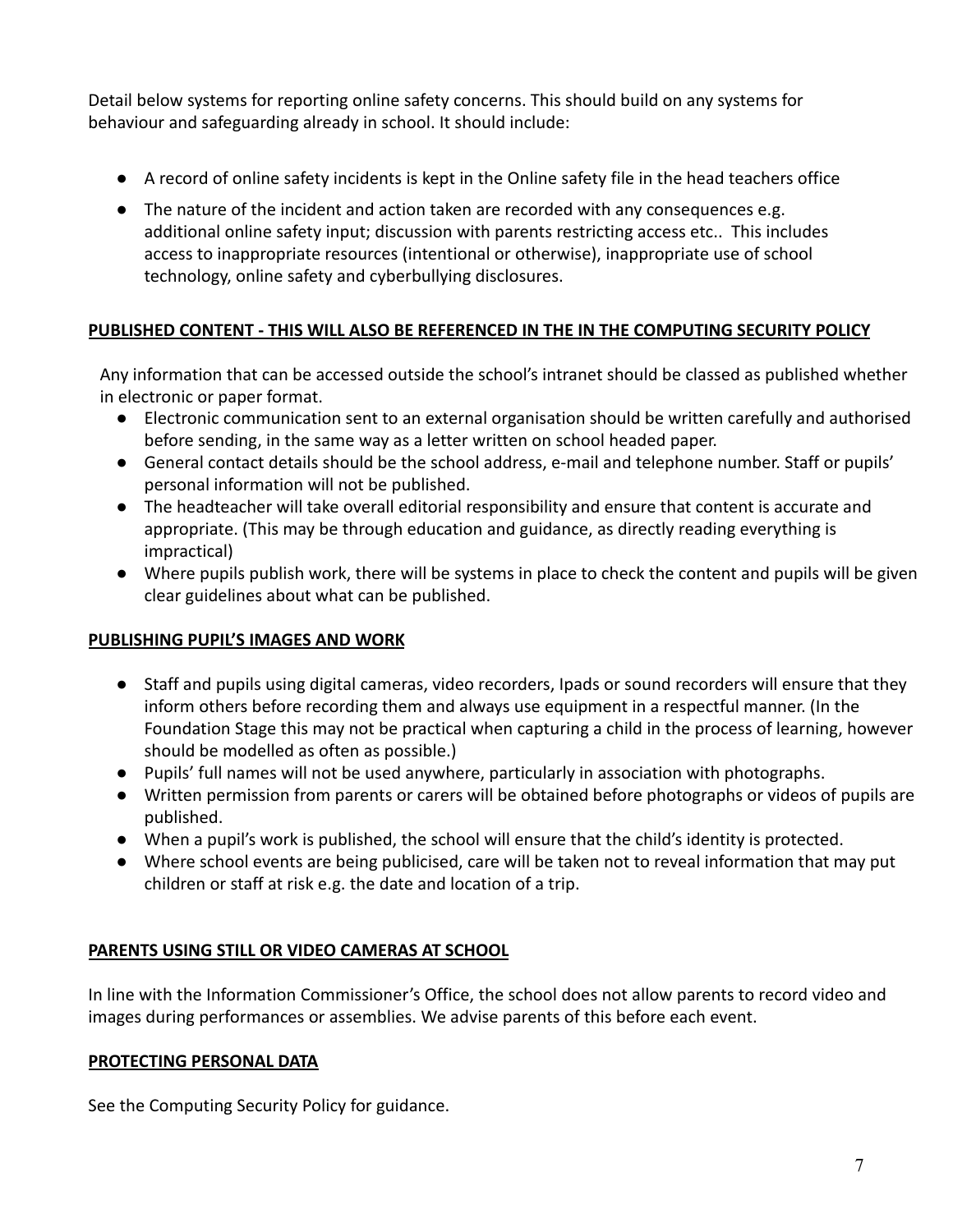Detail below systems for reporting online safety concerns. This should build on any systems for behaviour and safeguarding already in school. It should include:

- A record of online safety incidents is kept in the Online safety file in the head teachers office
- The nature of the incident and action taken are recorded with any consequences e.g. additional online safety input; discussion with parents restricting access etc.. This includes access to inappropriate resources (intentional or otherwise), inappropriate use of school technology, online safety and cyberbullying disclosures.

**PUBLISHED CONTENT - THIS WILL ALSO BE REFERENCED IN THE IN THE COMPUTING SECURITY POLICY**

Any information that can be accessed outside the school's intranet should be classed as published whether in electronic or paper format.

- Electronic communication sent to an external organisation should be written carefully and authorised before sending, in the same way as a letter written on school headed paper.
- General contact details should be the school address, e-mail and telephone number. Staff or pupils' personal information will not be published.
- The headteacher will take overall editorial responsibility and ensure that content is accurate and appropriate. (This may be through education and guidance, as directly reading everything is impractical)
- Where pupils publish work, there will be systems in place to check the content and pupils will be given clear guidelines about what can be published.

**PUBLISHING PUPIL'S IMAGES AND WORK**

- Staff and pupils using digital cameras, video recorders, Ipads or sound recorders will ensure that they inform others before recording them and always use equipment in a respectful manner. (In the Foundation Stage this may not be practical when capturing a child in the process of learning, however should be modelled as often as possible.)
- Pupils' full names will not be used anywhere, particularly in association with photographs.
- Written permission from parents or carers will be obtained before photographs or videos of pupils are published.
- When a pupil's work is published, the school will ensure that the child's identity is protected.
- Where school events are being publicised, care will be taken not to reveal information that may put children or staff at risk e.g. the date and location of a trip.

**PARENTS USING STILL OR VIDEO CAMERAS AT SCHOOL**

In line with the Information Commissioner's Office, the school does not allow parents to record video and images during performances or assemblies. We advise parents of this before each event.

**PROTECTING PERSONAL DATA**

See the Computing Security Policy for guidance.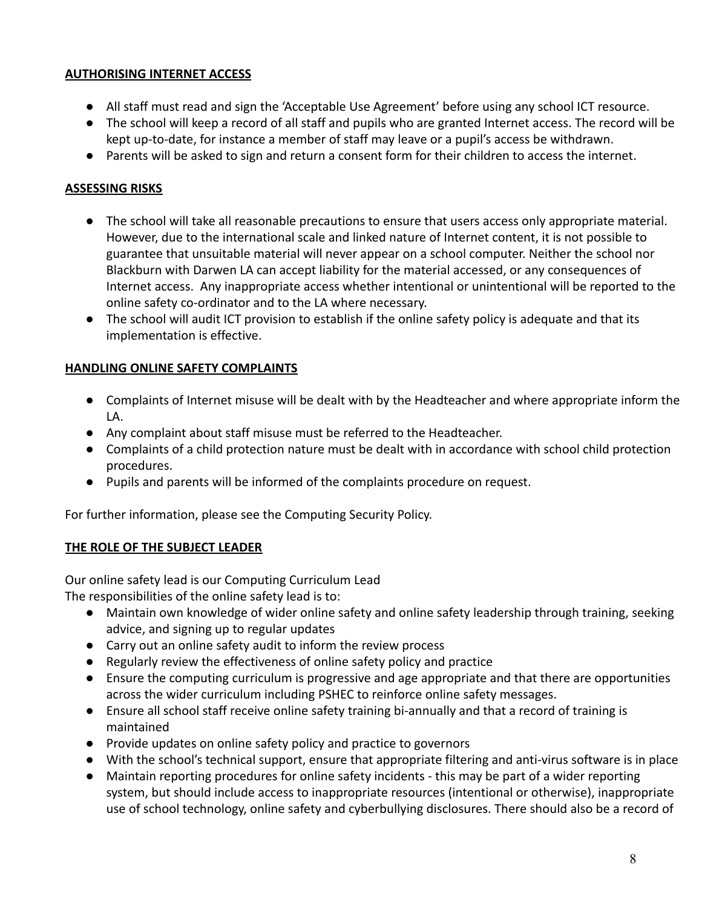## AUTHORISING INTERNET ACCESS

- All staff must read and sign the 'Acceptable Use Agreement' before using any school ICT resource.
- The school will keep a record of all staff and pupils who are granted Internet access. The record will be kept up-to-date, for instance a member of staff may leave or a pupil's access be withdrawn.
- Parents will be asked to sign and return a consent form for their children to access the internet.

## ASSESSING RISKS

- The school will take all reasonable precautions to ensure that users access only appropriate material. However, due to the international scale and linked nature of Internet content, it is not possible to guarantee that unsuitable material will never appear on a school computer. Neither the school nor Blackburn with Darwen LA can accept liability for the material accessed, or any consequences of Internet access. Any inappropriate access whether intentional or unintentional will be reported to the online safety co-ordinator and to the LA where necessary.
- The school will audit ICT provision to establish if the online safety policy is adequate and that its implementation is effective.

## HANDLING ONLINE SAFETY COMPLAINTS

- Complaints of Internet misuse will be dealt with by the Headteacher and where appropriate inform the LA.
- Any complaint about staff misuse must be referred to the Headteacher.
- Complaints of a child protection nature must be dealt with in accordance with school child protection procedures.
- Pupils and parents will be informed of the complaints procedure on request.

For further information, please see the Computing Security Policy.

## THE ROLE OF THE SUBJECT LEADER

Our online safety lead is our Computing Curriculum Lead
The responsibilities of the online safety lead is to:

- Maintain own knowledge of wider online safety and online safety leadership through training, seeking advice, and signing up to regular updates
- Carry out an online safety audit to inform the review process
- Regularly review the effectiveness of online safety policy and practice
- Ensure the computing curriculum is progressive and age appropriate and that there are opportunities across the wider curriculum including PSHEC to reinforce online safety messages.
- Ensure all school staff receive online safety training bi-annually and that a record of training is maintained
- Provide updates on online safety policy and practice to governors
- With the school's technical support, ensure that appropriate filtering and anti-virus software is in place
- Maintain reporting procedures for online safety incidents - this may be part of a wider reporting system, but should include access to inappropriate resources (intentional or otherwise), inappropriate use of school technology, online safety and cyberbullying disclosures. There should also be a record of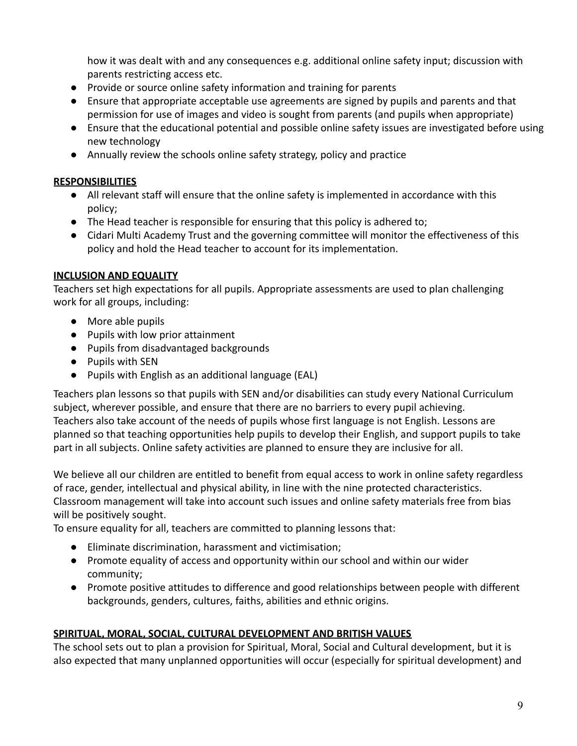how it was dealt with and any consequences e.g. additional online safety input; discussion with parents restricting access etc.

- Provide or source online safety information and training for parents
- Ensure that appropriate acceptable use agreements are signed by pupils and parents and that permission for use of images and video is sought from parents (and pupils when appropriate)
- Ensure that the educational potential and possible online safety issues are investigated before using new technology
- Annually review the schools online safety strategy, policy and practice

**RESPONSIBILITIES**

- All relevant staff will ensure that the online safety is implemented in accordance with this policy;
- The Head teacher is responsible for ensuring that this policy is adhered to;
- Cidari Multi Academy Trust and the governing committee will monitor the effectiveness of this policy and hold the Head teacher to account for its implementation.

**INCLUSION AND EQUALITY**

Teachers set high expectations for all pupils. Appropriate assessments are used to plan challenging work for all groups, including:

- More able pupils
- Pupils with low prior attainment
- Pupils from disadvantaged backgrounds
- Pupils with SEN
- Pupils with English as an additional language (EAL)

Teachers plan lessons so that pupils with SEN and/or disabilities can study every National Curriculum subject, wherever possible, and ensure that there are no barriers to every pupil achieving. Teachers also take account of the needs of pupils whose first language is not English. Lessons are planned so that teaching opportunities help pupils to develop their English, and support pupils to take part in all subjects. Online safety activities are planned to ensure they are inclusive for all.

We believe all our children are entitled to benefit from equal access to work in online safety regardless of race, gender, intellectual and physical ability, in line with the nine protected characteristics. Classroom management will take into account such issues and online safety materials free from bias will be positively sought.

To ensure equality for all, teachers are committed to planning lessons that:

- Eliminate discrimination, harassment and victimisation;
- Promote equality of access and opportunity within our school and within our wider community;
- Promote positive attitudes to difference and good relationships between people with different backgrounds, genders, cultures, faiths, abilities and ethnic origins.

**SPIRITUAL, MORAL, SOCIAL, CULTURAL DEVELOPMENT AND BRITISH VALUES**

The school sets out to plan a provision for Spiritual, Moral, Social and Cultural development, but it is also expected that many unplanned opportunities will occur (especially for spiritual development) and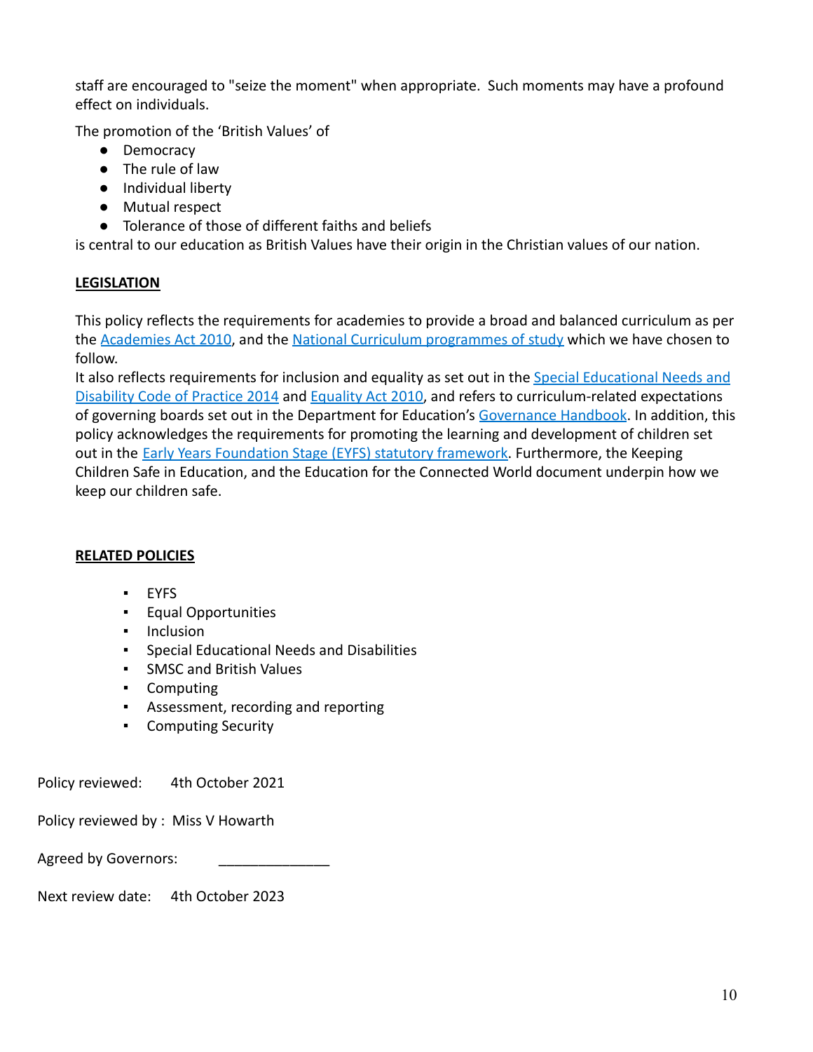staff are encouraged to "seize the moment" when appropriate. Such moments may have a profound effect on individuals.

The promotion of the 'British Values' of

- Democracy
- The rule of law
- Individual liberty
- Mutual respect
- Tolerance of those of different faiths and beliefs

is central to our education as British Values have their origin in the Christian values of our nation.

**LEGISLATION**

This policy reflects the requirements for academies to provide a broad and balanced curriculum as per the Academies Act 2010, and the National Curriculum programmes of study which we have chosen to follow.
It also reflects requirements for inclusion and equality as set out in the Special Educational Needs and Disability Code of Practice 2014 and Equality Act 2010, and refers to curriculum-related expectations of governing boards set out in the Department for Education's Governance Handbook. In addition, this policy acknowledges the requirements for promoting the learning and development of children set out in the Early Years Foundation Stage (EYFS) statutory framework. Furthermore, the Keeping Children Safe in Education, and the Education for the Connected World document underpin how we keep our children safe.

**RELATED POLICIES**

- EYFS
- Equal Opportunities
- Inclusion
- Special Educational Needs and Disabilities
- SMSC and British Values
- Computing
- Assessment, recording and reporting
- Computing Security

Policy reviewed: 4th October 2021

Policy reviewed by : Miss V Howarth

Agreed by Governors: ______________

Next review date: 4th October 2023